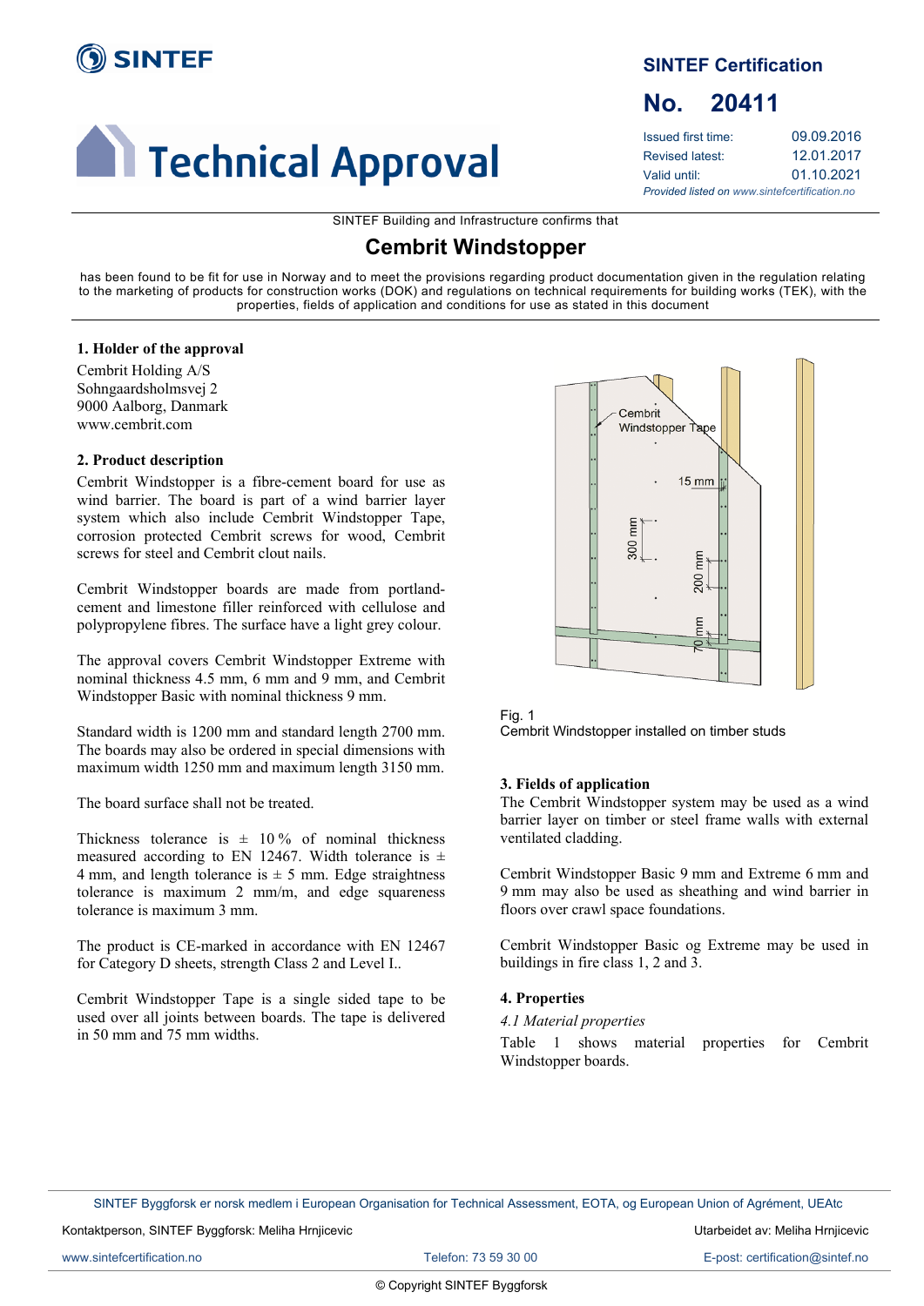# SINTEF

# Technical Approval

## SINTEF Certification

## No. 20411

Issued first time: 09.09.2016
Revised latest: 12.01.2017
Valid until: 01.10.2021
*Provided listed on www.sintefcertification.no*

SINTEF Building and Infrastructure confirms that

# Cembrit Windstopper

has been found to be fit for use in Norway and to meet the provisions regarding product documentation given in the regulation relating to the marketing of products for construction works (DOK) and regulations on technical requirements for building works (TEK), with the properties, fields of application and conditions for use as stated in this document

### 1. Holder of the approval

Cembrit Holding A/S
Sohngaardsholmsvej 2
9000 Aalborg, Danmark
www.cembrit.com

### 2. Product description

Cembrit Windstopper is a fibre-cement board for use as wind barrier. The board is part of a wind barrier layer system which also include Cembrit Windstopper Tape, corrosion protected Cembrit screws for wood, Cembrit screws for steel and Cembrit clout nails.

Cembrit Windstopper boards are made from portland-cement and limestone filler reinforced with cellulose and polypropylene fibres. The surface have a light grey colour.

The approval covers Cembrit Windstopper Extreme with nominal thickness 4.5 mm, 6 mm and 9 mm, and Cembrit Windstopper Basic with nominal thickness 9 mm.

Standard width is 1200 mm and standard length 2700 mm. The boards may also be ordered in special dimensions with maximum width 1250 mm and maximum length 3150 mm.

The board surface shall not be treated.

Thickness tolerance is ± 10 % of nominal thickness measured according to EN 12467. Width tolerance is ± 4 mm, and length tolerance is ± 5 mm. Edge straightness tolerance is maximum 2 mm/m, and edge squareness tolerance is maximum 3 mm.

The product is CE-marked in accordance with EN 12467 for Category D sheets, strength Class 2 and Level I..

Cembrit Windstopper Tape is a single sided tape to be used over all joints between boards. The tape is delivered in 50 mm and 75 mm widths.

Fig. 1
Cembrit Windstopper installed on timber studs

### 3. Fields of application

The Cembrit Windstopper system may be used as a wind barrier layer on timber or steel frame walls with external ventilated cladding.

Cembrit Windstopper Basic 9 mm and Extreme 6 mm and 9 mm may also be used as sheathing and wind barrier in floors over crawl space foundations.

Cembrit Windstopper Basic og Extreme may be used in buildings in fire class 1, 2 and 3.

### 4. Properties

*4.1 Material properties*

Table 1 shows material properties for Cembrit Windstopper boards.

SINTEF Byggforsk er norsk medlem i European Organisation for Technical Assessment, EOTA, og European Union of Agrément, UEAtc

Kontaktperson, SINTEF Byggforsk: Meliha Hrnjicevic — Utarbeidet av: Meliha Hrnjicevic

www.sintefcertification.no — Telefon: 73 59 30 00 — E-post: certification@sintef.no

© Copyright SINTEF Byggforsk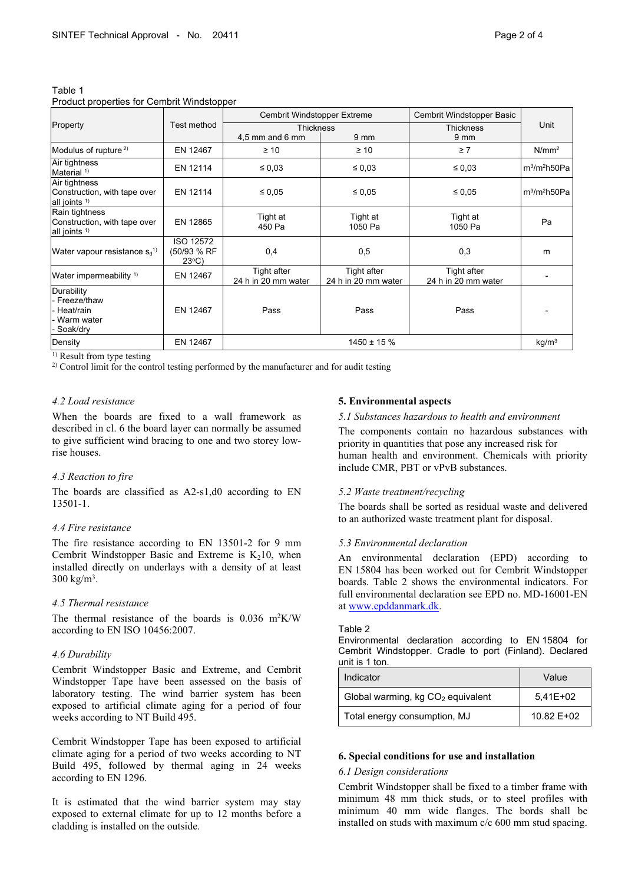Table 1
Product properties for Cembrit Windstopper

| Property | Test method | Cembrit Windstopper Extreme | | Cembrit Windstopper Basic | Unit |
|---|---|---|---|---|---|
| | | Thickness 4,5 mm and 6 mm | Thickness 9 mm | Thickness 9 mm | |
| Modulus of rupture [2] | EN 12467 | ≥ 10 | ≥ 10 | ≥ 7 | N/mm² |
| Air tightness Material [1] | EN 12114 | ≤ 0,03 | ≤ 0,03 | ≤ 0,03 | m³/m²h50Pa |
| Air tightness Construction, with tape over all joints [1] | EN 12114 | ≤ 0,05 | ≤ 0,05 | ≤ 0,05 | m³/m²h50Pa |
| Rain tightness Construction, with tape over all joints [1] | EN 12865 | Tight at 450 Pa | Tight at 1050 Pa | Tight at 1050 Pa | Pa |
| Water vapour resistance $s_d$ [1] | ISO 12572 (50/93 % RF 23°C) | 0,4 | 0,5 | 0,3 | m |
| Water impermeability [1] | EN 12467 | Tight after 24 h in 20 mm water | Tight after 24 h in 20 mm water | Tight after 24 h in 20 mm water | - |
| Durability - Freeze/thaw - Heat/rain - Warm water - Soak/dry | EN 12467 | Pass | Pass | Pass | - |
| Density | EN 12467 | 1450 ± 15 % | | | kg/m³ |

[1] Result from type testing
[2] Control limit for the control testing performed by the manufacturer and for audit testing

*4.2 Load resistance*

When the boards are fixed to a wall framework as described in cl. 6 the board layer can normally be assumed to give sufficient wind bracing to one and two storey low-rise houses.

*4.3 Reaction to fire*

The boards are classified as A2-s1,d0 according to EN 13501-1.

*4.4 Fire resistance*

The fire resistance according to EN 13501-2 for 9 mm Cembrit Windstopper Basic and Extreme is $K_210$, when installed directly on underlays with a density of at least 300 kg/m³.

*4.5 Thermal resistance*

The thermal resistance of the boards is 0.036 m²K/W according to EN ISO 10456:2007.

*4.6 Durability*

Cembrit Windstopper Basic and Extreme, and Cembrit Windstopper Tape have been assessed on the basis of laboratory testing. The wind barrier system has been exposed to artificial climate aging for a period of four weeks according to NT Build 495.

Cembrit Windstopper Tape has been exposed to artificial climate aging for a period of two weeks according to NT Build 495, followed by thermal aging in 24 weeks according to EN 1296.

It is estimated that the wind barrier system may stay exposed to external climate for up to 12 months before a cladding is installed on the outside.

**5. Environmental aspects**

*5.1 Substances hazardous to health and environment*

The components contain no hazardous substances with priority in quantities that pose any increased risk for human health and environment. Chemicals with priority include CMR, PBT or vPvB substances.

*5.2 Waste treatment/recycling*

The boards shall be sorted as residual waste and delivered to an authorized waste treatment plant for disposal.

*5.3 Environmental declaration*

An environmental declaration (EPD) according to EN 15804 has been worked out for Cembrit Windstopper boards. Table 2 shows the environmental indicators. For full environmental declaration see EPD no. MD-16001-EN at www.epddanmark.dk.

Table 2
Environmental declaration according to EN 15804 for Cembrit Windstopper. Cradle to port (Finland). Declared unit is 1 ton.

| Indicator | Value |
|---|---|
| Global warming, kg $CO_2$ equivalent | 5,41E+02 |
| Total energy consumption, MJ | 10.82 E+02 |

**6. Special conditions for use and installation**

*6.1 Design considerations*

Cembrit Windstopper shall be fixed to a timber frame with minimum 48 mm thick studs, or to steel profiles with minimum 40 mm wide flanges. The bords shall be installed on studs with maximum c/c 600 mm stud spacing.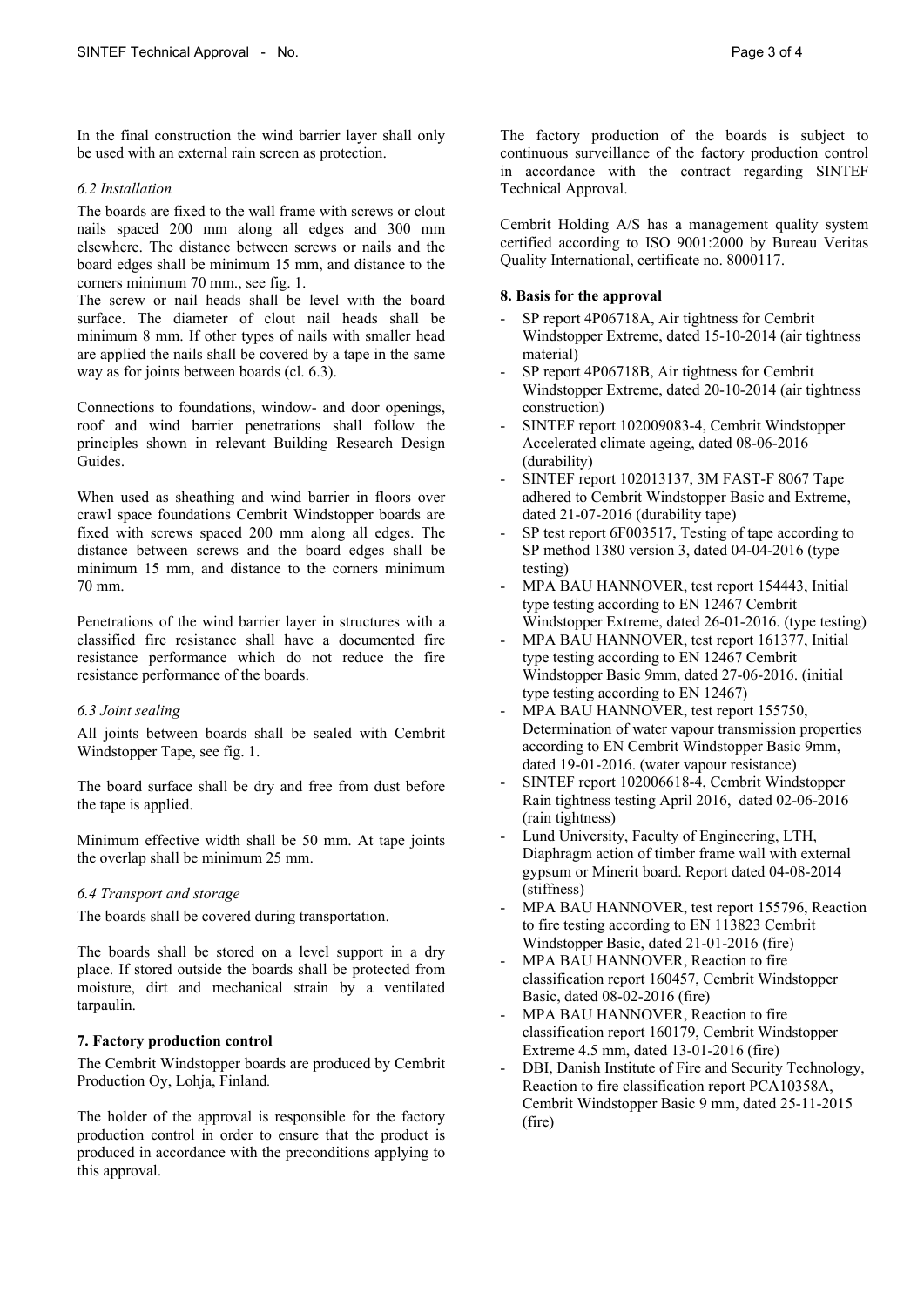In the final construction the wind barrier layer shall only be used with an external rain screen as protection.

### *6.2 Installation*

The boards are fixed to the wall frame with screws or clout nails spaced 200 mm along all edges and 300 mm elsewhere. The distance between screws or nails and the board edges shall be minimum 15 mm, and distance to the corners minimum 70 mm., see fig. 1.
The screw or nail heads shall be level with the board surface. The diameter of clout nail heads shall be minimum 8 mm. If other types of nails with smaller head are applied the nails shall be covered by a tape in the same way as for joints between boards (cl. 6.3).

Connections to foundations, window- and door openings, roof and wind barrier penetrations shall follow the principles shown in relevant Building Research Design Guides.

When used as sheathing and wind barrier in floors over crawl space foundations Cembrit Windstopper boards are fixed with screws spaced 200 mm along all edges. The distance between screws and the board edges shall be minimum 15 mm, and distance to the corners minimum 70 mm.

Penetrations of the wind barrier layer in structures with a classified fire resistance shall have a documented fire resistance performance which do not reduce the fire resistance performance of the boards.

### *6.3 Joint sealing*

All joints between boards shall be sealed with Cembrit Windstopper Tape, see fig. 1.

The board surface shall be dry and free from dust before the tape is applied.

Minimum effective width shall be 50 mm. At tape joints the overlap shall be minimum 25 mm.

### *6.4 Transport and storage*

The boards shall be covered during transportation.

The boards shall be stored on a level support in a dry place. If stored outside the boards shall be protected from moisture, dirt and mechanical strain by a ventilated tarpaulin.

## 7. Factory production control

The Cembrit Windstopper boards are produced by Cembrit Production Oy, Lohja, Finland.

The holder of the approval is responsible for the factory production control in order to ensure that the product is produced in accordance with the preconditions applying to this approval.

The factory production of the boards is subject to continuous surveillance of the factory production control in accordance with the contract regarding SINTEF Technical Approval.

Cembrit Holding A/S has a management quality system certified according to ISO 9001:2000 by Bureau Veritas Quality International, certificate no. 8000117.

## 8. Basis for the approval

- SP report 4P06718A, Air tightness for Cembrit Windstopper Extreme, dated 15-10-2014 (air tightness material)
- SP report 4P06718B, Air tightness for Cembrit Windstopper Extreme, dated 20-10-2014 (air tightness construction)
- SINTEF report 102009083-4, Cembrit Windstopper Accelerated climate ageing, dated 08-06-2016 (durability)
- SINTEF report 102013137, 3M FAST-F 8067 Tape adhered to Cembrit Windstopper Basic and Extreme, dated 21-07-2016 (durability tape)
- SP test report 6F003517, Testing of tape according to SP method 1380 version 3, dated 04-04-2016 (type testing)
- MPA BAU HANNOVER, test report 154443, Initial type testing according to EN 12467 Cembrit Windstopper Extreme, dated 26-01-2016. (type testing)
- MPA BAU HANNOVER, test report 161377, Initial type testing according to EN 12467 Cembrit Windstopper Basic 9mm, dated 27-06-2016. (initial type testing according to EN 12467)
- MPA BAU HANNOVER, test report 155750, Determination of water vapour transmission properties according to EN Cembrit Windstopper Basic 9mm, dated 19-01-2016. (water vapour resistance)
- SINTEF report 102006618-4, Cembrit Windstopper Rain tightness testing April 2016, dated 02-06-2016 (rain tightness)
- Lund University, Faculty of Engineering, LTH, Diaphragm action of timber frame wall with external gypsum or Minerit board. Report dated 04-08-2014 (stiffness)
- MPA BAU HANNOVER, test report 155796, Reaction to fire testing according to EN 113823 Cembrit Windstopper Basic, dated 21-01-2016 (fire)
- MPA BAU HANNOVER, Reaction to fire classification report 160457, Cembrit Windstopper Basic, dated 08-02-2016 (fire)
- MPA BAU HANNOVER, Reaction to fire classification report 160179, Cembrit Windstopper Extreme 4.5 mm, dated 13-01-2016 (fire)
- DBI, Danish Institute of Fire and Security Technology, Reaction to fire classification report PCA10358A, Cembrit Windstopper Basic 9 mm, dated 25-11-2015 (fire)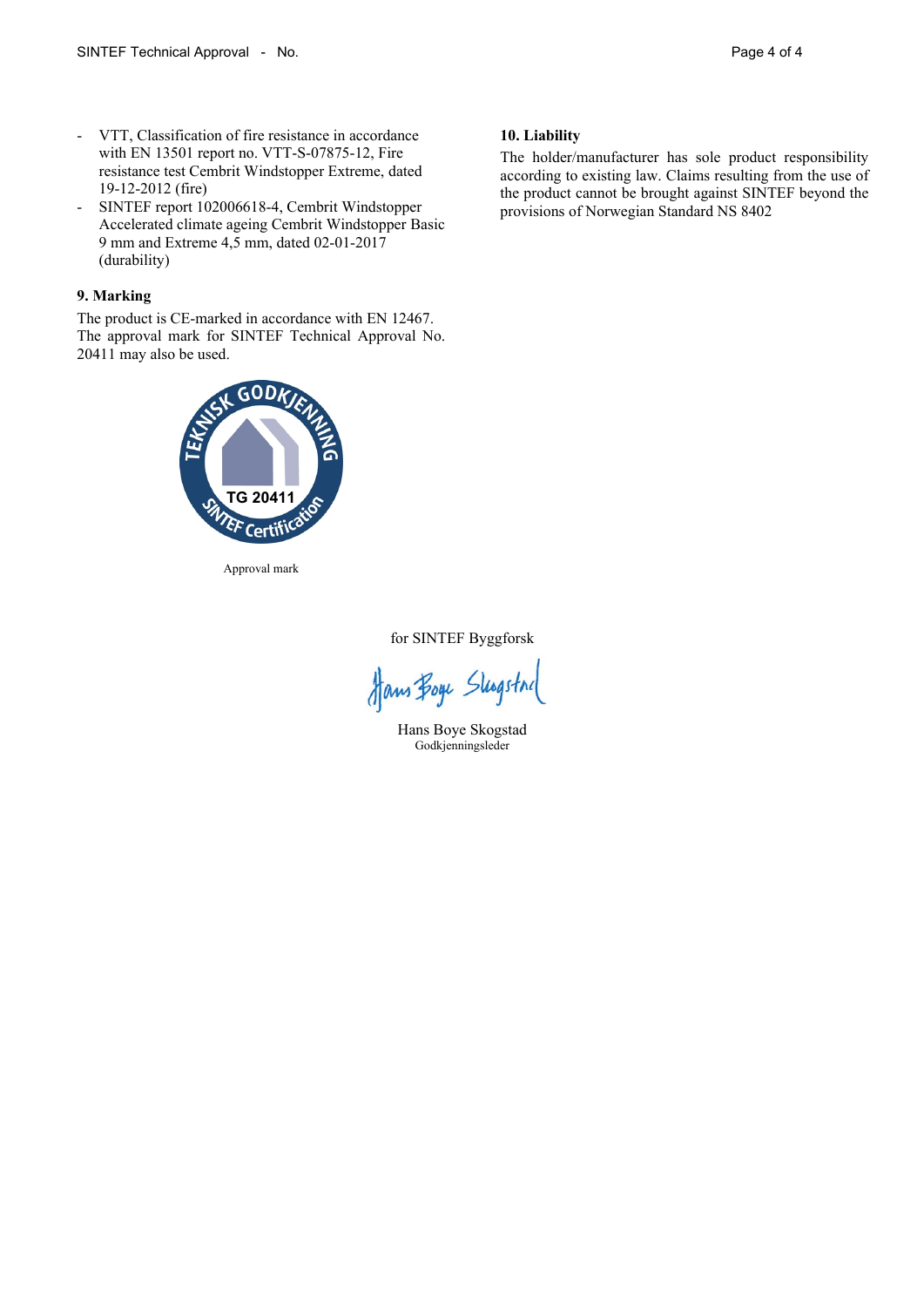- VTT, Classification of fire resistance in accordance with EN 13501 report no. VTT-S-07875-12, Fire resistance test Cembrit Windstopper Extreme, dated 19-12-2012 (fire)
- SINTEF report 102006618-4, Cembrit Windstopper Accelerated climate ageing Cembrit Windstopper Basic 9 mm and Extreme 4,5 mm, dated 02-01-2017 (durability)

**9. Marking**

The product is CE-marked in accordance with EN 12467. The approval mark for SINTEF Technical Approval No. 20411 may also be used.

TEKNISK GODKJENNING
TG 20411
SINTEF Certification

Approval mark

**10. Liability**

The holder/manufacturer has sole product responsibility according to existing law. Claims resulting from the use of the product cannot be brought against SINTEF beyond the provisions of Norwegian Standard NS 8402

for SINTEF Byggforsk

Hans Boye Skogstad
Godkjenningsleder